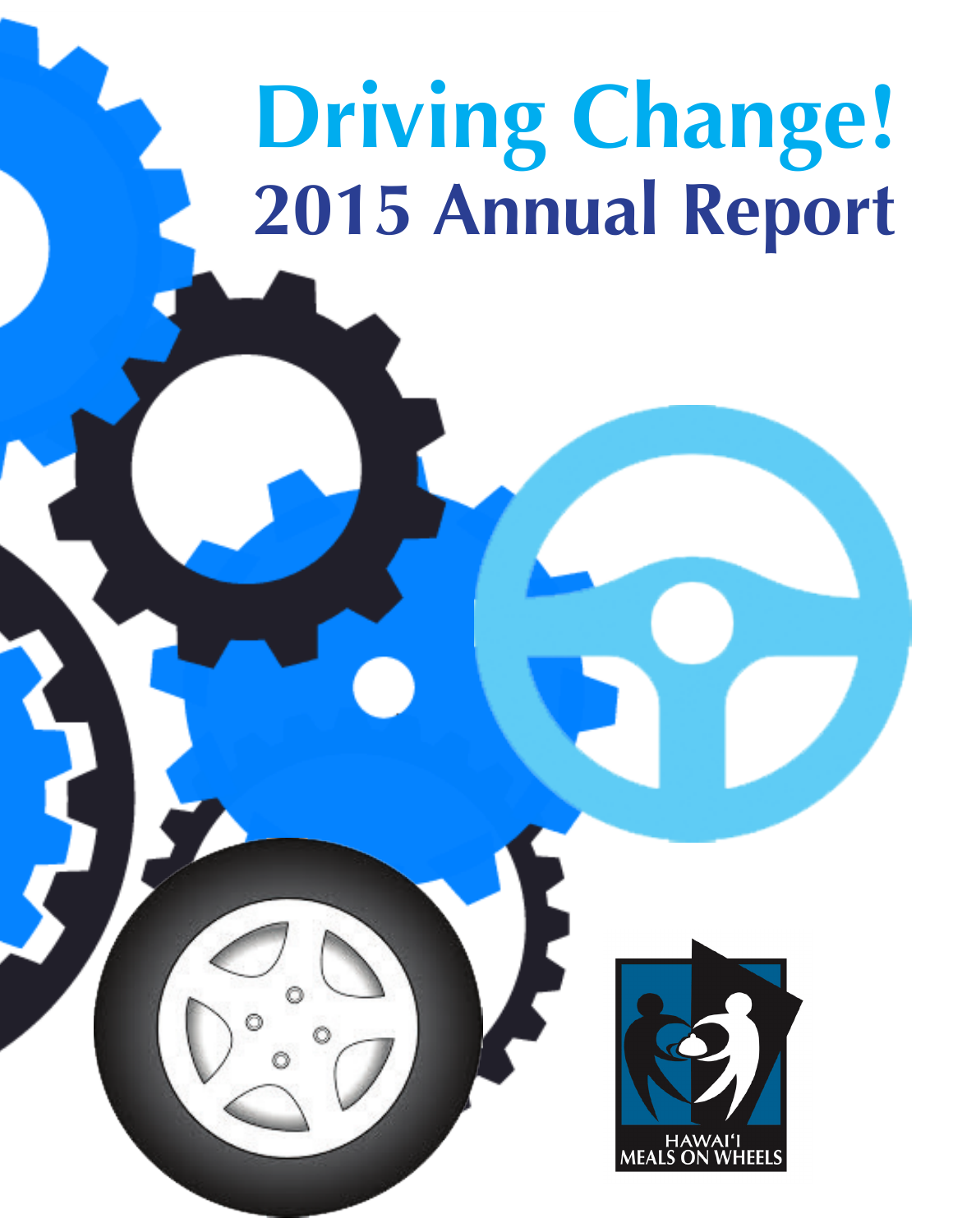# Driving Change!

## 2015 Annual Report

HAWAI'I MEALS ON WHEELS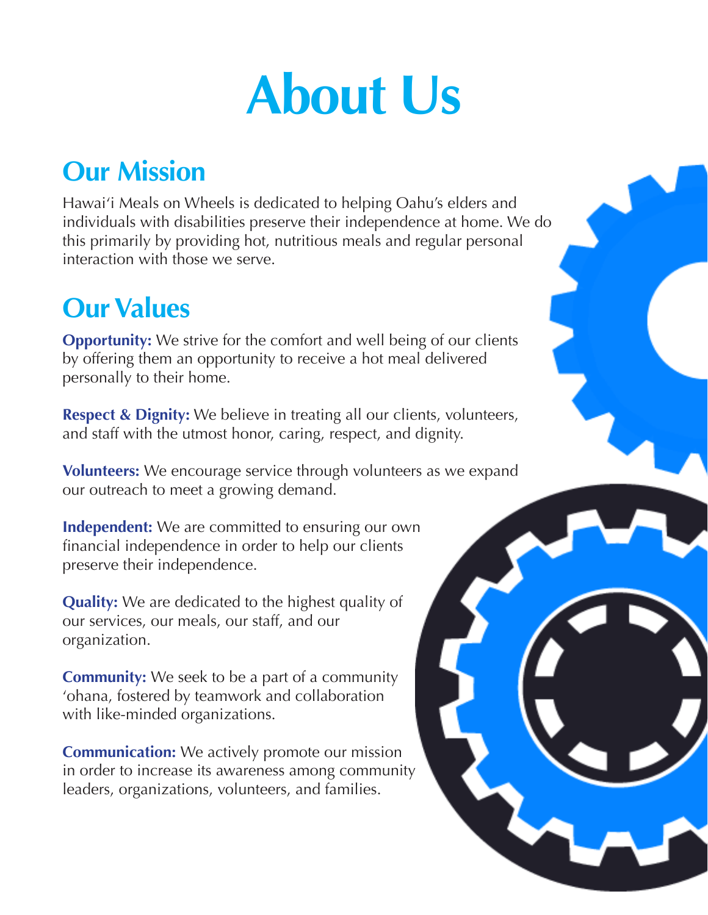# About Us

## Our Mission

Hawai‘i Meals on Wheels is dedicated to helping Oahu’s elders and individuals with disabilities preserve their independence at home. We do this primarily by providing hot, nutritious meals and regular personal interaction with those we serve.

## Our Values

**Opportunity:** We strive for the comfort and well being of our clients by offering them an opportunity to receive a hot meal delivered personally to their home.

**Respect & Dignity:** We believe in treating all our clients, volunteers, and staff with the utmost honor, caring, respect, and dignity.

**Volunteers:** We encourage service through volunteers as we expand our outreach to meet a growing demand.

**Independent:** We are committed to ensuring our own financial independence in order to help our clients preserve their independence.

**Quality:** We are dedicated to the highest quality of our services, our meals, our staff, and our organization.

**Community:** We seek to be a part of a community ‘ohana, fostered by teamwork and collaboration with like-minded organizations.

**Communication:** We actively promote our mission in order to increase its awareness among community leaders, organizations, volunteers, and families.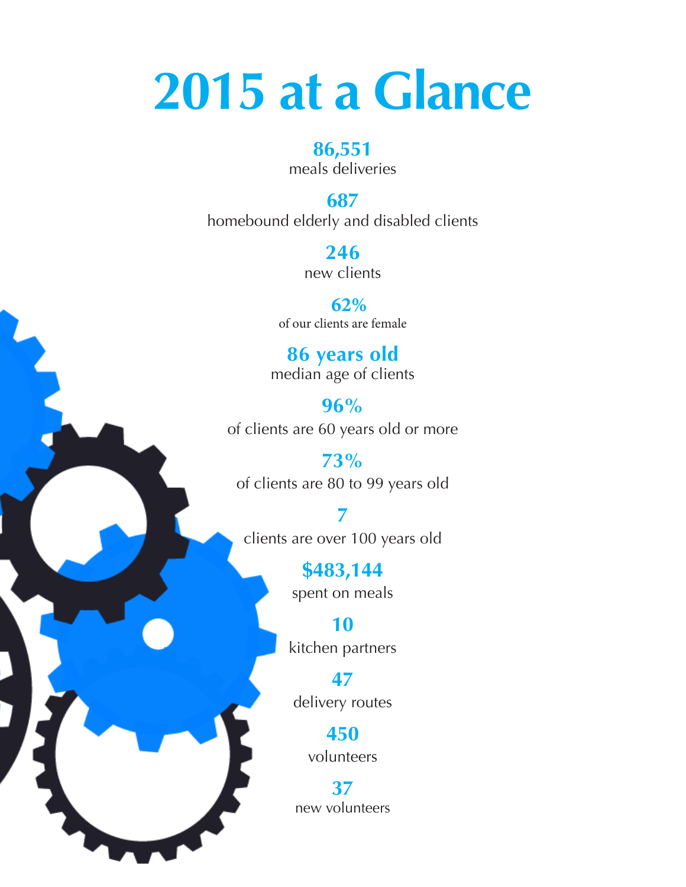# 2015 at a Glance

**86,551**
meals deliveries

**687**
homebound elderly and disabled clients

**246**
new clients

**62%**
of our clients are female

**86 years old**
median age of clients

**96%**
of clients are 60 years old or more

**73%**
of clients are 80 to 99 years old

**7**
clients are over 100 years old

**$483,144**
spent on meals

**10**
kitchen partners

**47**
delivery routes

**450**
volunteers

**37**
new volunteers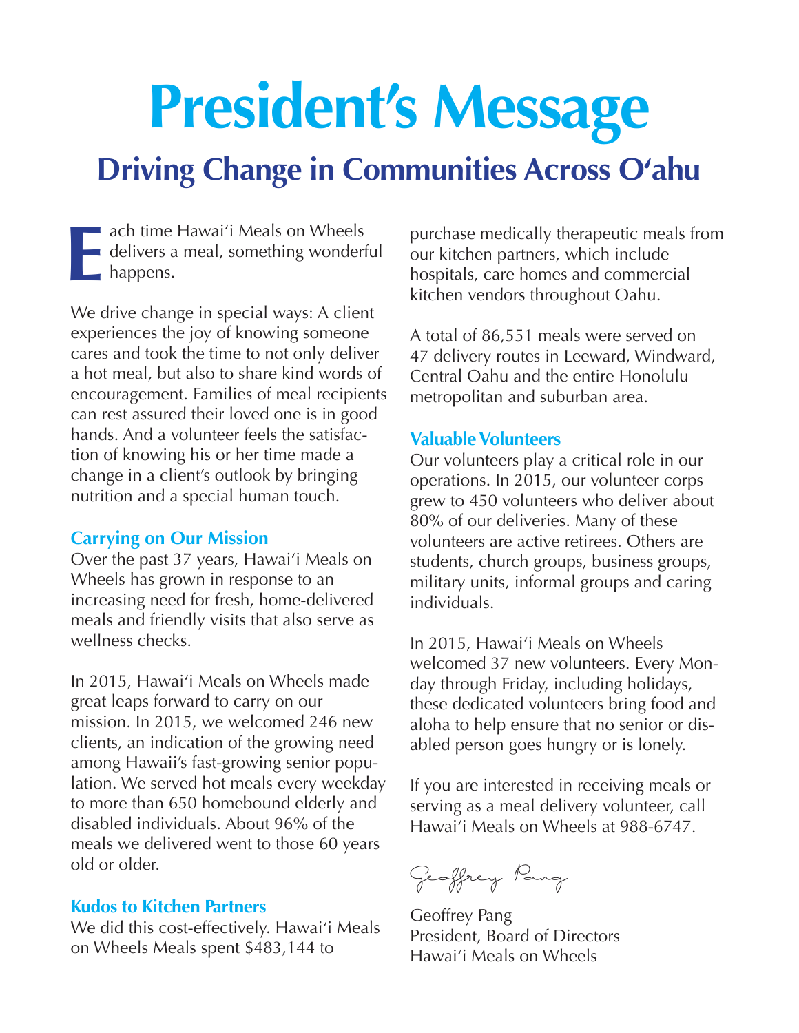# President's Message

## Driving Change in Communities Across O'ahu

Each time Hawai'i Meals on Wheels delivers a meal, something wonderful happens.

We drive change in special ways: A client experiences the joy of knowing someone cares and took the time to not only deliver a hot meal, but also to share kind words of encouragement. Families of meal recipients can rest assured their loved one is in good hands. And a volunteer feels the satisfaction of knowing his or her time made a change in a client's outlook by bringing nutrition and a special human touch.

### Carrying on Our Mission

Over the past 37 years, Hawai'i Meals on Wheels has grown in response to an increasing need for fresh, home-delivered meals and friendly visits that also serve as wellness checks.

In 2015, Hawai'i Meals on Wheels made great leaps forward to carry on our mission. In 2015, we welcomed 246 new clients, an indication of the growing need among Hawaii's fast-growing senior population. We served hot meals every weekday to more than 650 homebound elderly and disabled individuals. About 96% of the meals we delivered went to those 60 years old or older.

### Kudos to Kitchen Partners

We did this cost-effectively. Hawai'i Meals on Wheels Meals spent $483,144 to purchase medically therapeutic meals from our kitchen partners, which include hospitals, care homes and commercial kitchen vendors throughout Oahu.

A total of 86,551 meals were served on 47 delivery routes in Leeward, Windward, Central Oahu and the entire Honolulu metropolitan and suburban area.

### Valuable Volunteers

Our volunteers play a critical role in our operations. In 2015, our volunteer corps grew to 450 volunteers who deliver about 80% of our deliveries. Many of these volunteers are active retirees. Others are students, church groups, business groups, military units, informal groups and caring individuals.

In 2015, Hawai'i Meals on Wheels welcomed 37 new volunteers. Every Monday through Friday, including holidays, these dedicated volunteers bring food and aloha to help ensure that no senior or disabled person goes hungry or is lonely.

If you are interested in receiving meals or serving as a meal delivery volunteer, call Hawai'i Meals on Wheels at 988-6747.

*Geoffrey Pang*

Geoffrey Pang
President, Board of Directors
Hawai'i Meals on Wheels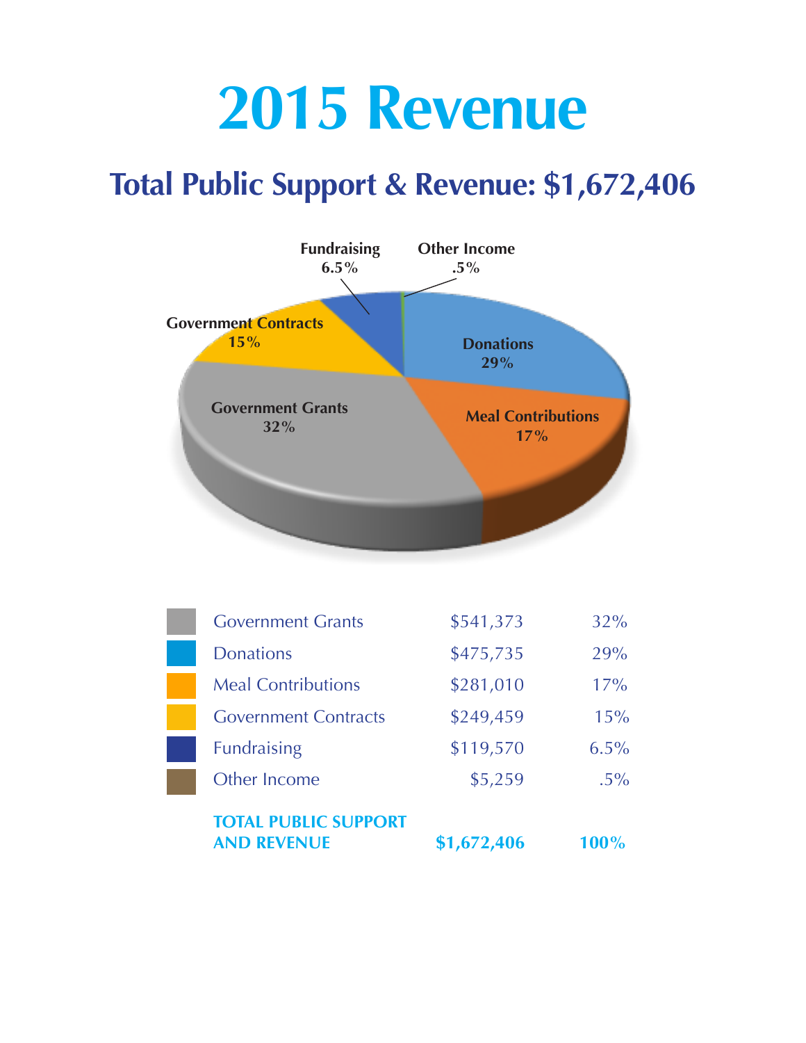# 2015 Revenue

## Total Public Support & Revenue: $1,672,406

| Category | Amount | Percent |
| --- | --- | --- |
| Government Grants | $541,373 | 32% |
| Donations | $475,735 | 29% |
| Meal Contributions | $281,010 | 17% |
| Government Contracts | $249,459 | 15% |
| Fundraising | $119,570 | 6.5% |
| Other Income | $5,259 | .5% |
| **TOTAL PUBLIC SUPPORT AND REVENUE** | **$1,672,406** | **100%** |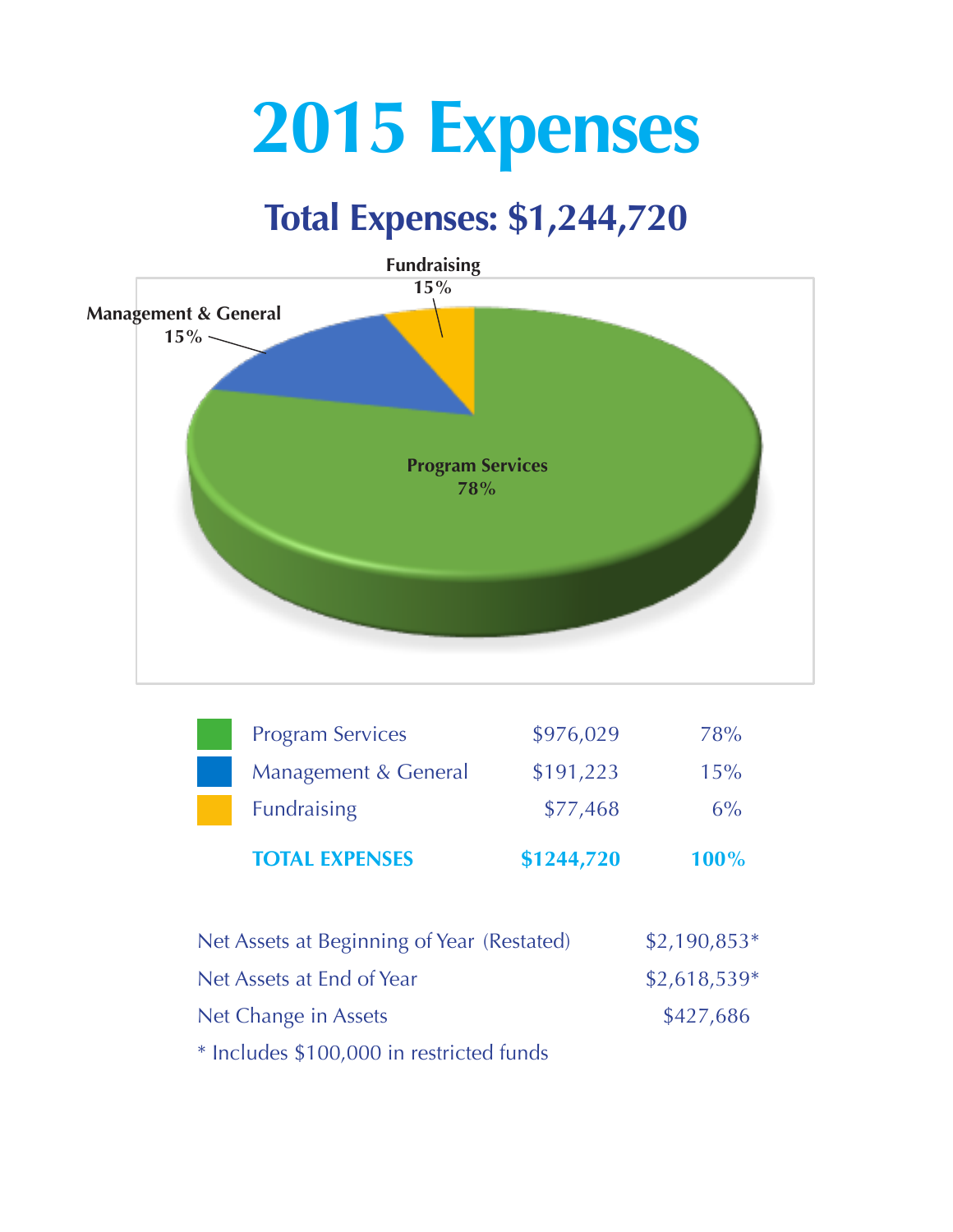# 2015 Expenses

## Total Expenses: $1,244,720

Fundraising 15%

Management & General 15%

Program Services 78%

| | | | |
|---|---|---|---|
| | Program Services | $976,029 | 78% |
| | Management & General | $191,223 | 15% |
| | Fundraising | $77,468 | 6% |
| | **TOTAL EXPENSES** | **$1244,720** | **100%** |

| | |
|---|---|
| Net Assets at Beginning of Year (Restated) | $2,190,853* |
| Net Assets at End of Year | $2,618,539* |
| Net Change in Assets | $427,686 |

* Includes $100,000 in restricted funds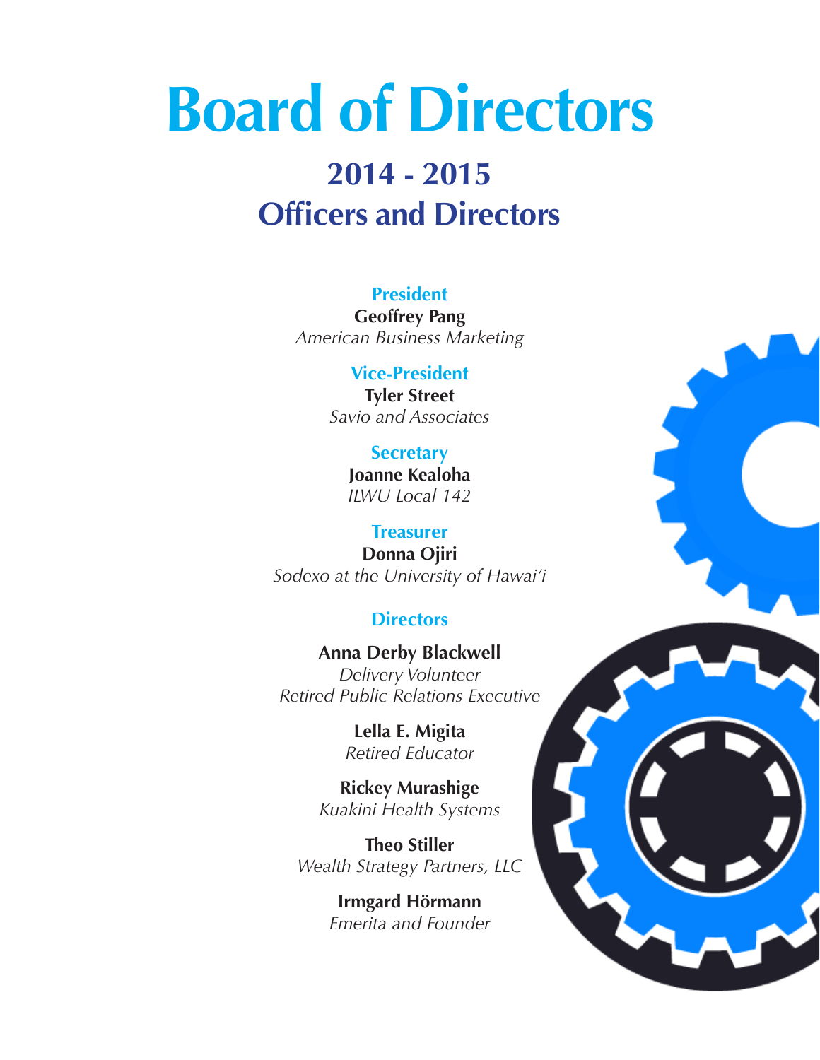# Board of Directors

## 2014 - 2015
## Officers and Directors

### President

**Geoffrey Pang**
*American Business Marketing*

### Vice-President

**Tyler Street**
*Savio and Associates*

### Secretary

**Joanne Kealoha**
*ILWU Local 142*

### Treasurer

**Donna Ojiri**
*Sodexo at the University of Hawai'i*

### Directors

**Anna Derby Blackwell**
*Delivery Volunteer*
*Retired Public Relations Executive*

**Lella E. Migita**
*Retired Educator*

**Rickey Murashige**
*Kuakini Health Systems*

**Theo Stiller**
*Wealth Strategy Partners, LLC*

**Irmgard Hörmann**
*Emerita and Founder*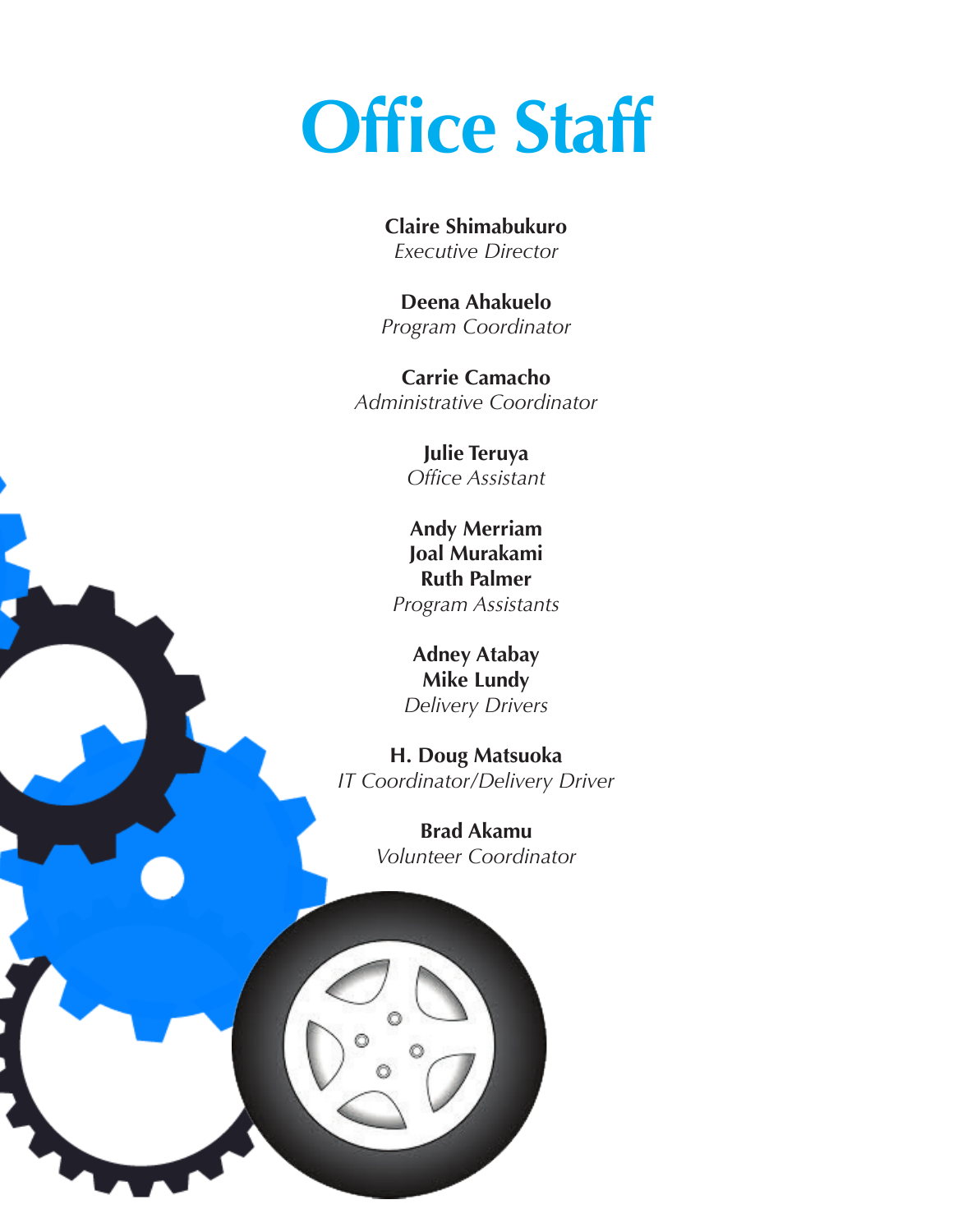# Office Staff

**Claire Shimabukuro**
*Executive Director*

**Deena Ahakuelo**
*Program Coordinator*

**Carrie Camacho**
*Administrative Coordinator*

**Julie Teruya**
*Office Assistant*

**Andy Merriam**
**Joal Murakami**
**Ruth Palmer**
*Program Assistants*

**Adney Atabay**
**Mike Lundy**
*Delivery Drivers*

**H. Doug Matsuoka**
*IT Coordinator/Delivery Driver*

**Brad Akamu**
*Volunteer Coordinator*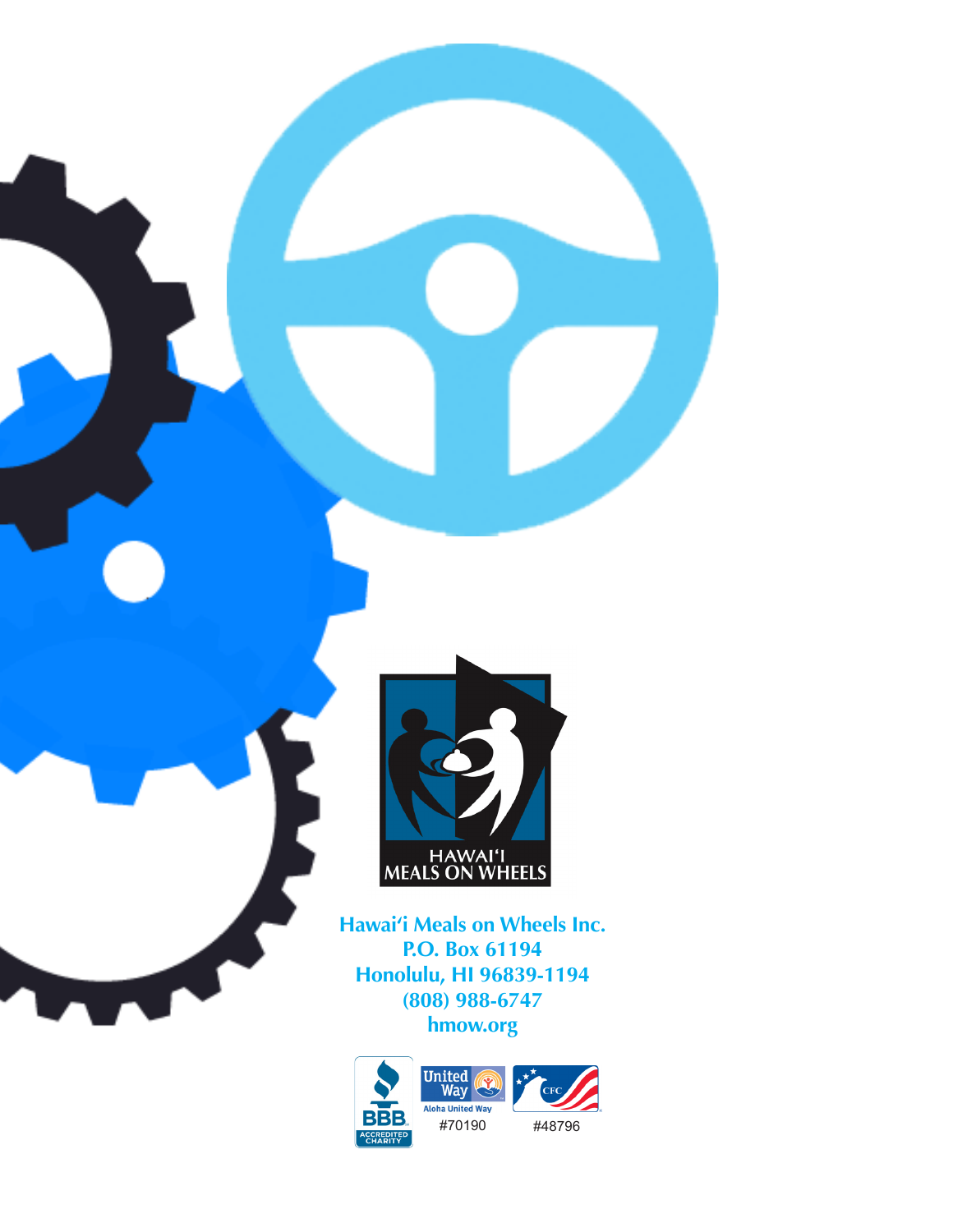HAWAI'I
MEALS ON WHEELS

**Hawai'i Meals on Wheels Inc.**
**P.O. Box 61194**
**Honolulu, HI 96839-1194**
**(808) 988-6747**
**hmow.org**

BBB ACCREDITED CHARITY

United Way
Aloha United Way
#70190

CFC
#48796